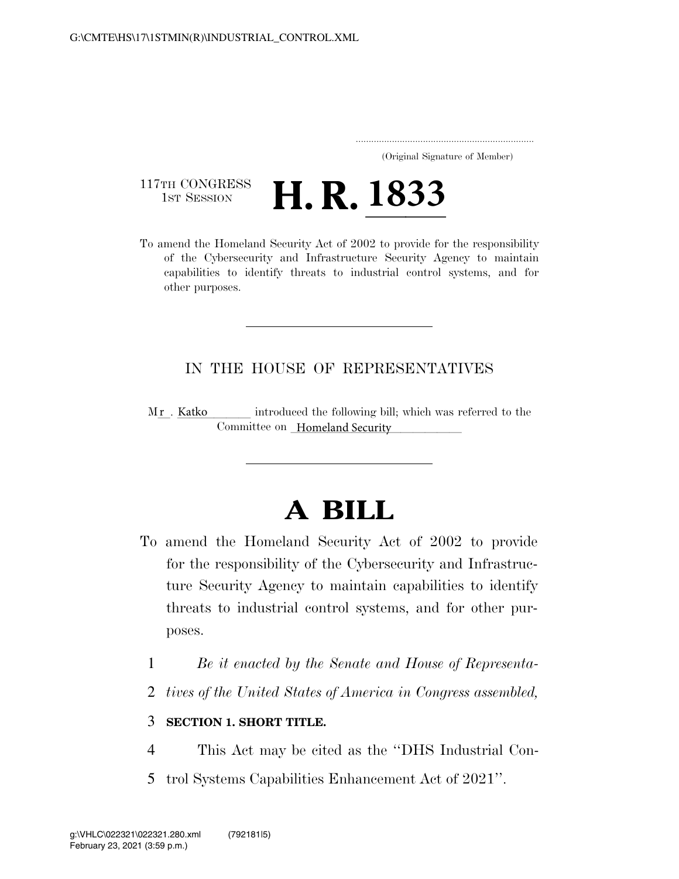(Original Signature of Member)

117TH CONGRESS
1ST SESSION

# H. R. 1833

To amend the Homeland Security Act of 2002 to provide for the responsibility of the Cybersecurity and Infrastructure Security Agency to maintain capabilities to identify threats to industrial control systems, and for other purposes.

---

IN THE HOUSE OF REPRESENTATIVES

Mr. Katko introduced the following bill; which was referred to the Committee on Homeland Security

---

# A BILL

To amend the Homeland Security Act of 2002 to provide for the responsibility of the Cybersecurity and Infrastructure Security Agency to maintain capabilities to identify threats to industrial control systems, and for other purposes.

1 *Be it enacted by the Senate and House of Representa-*
2 *tives of the United States of America in Congress assembled,*

3 **SECTION 1. SHORT TITLE.**

4 This Act may be cited as the ''DHS Industrial Con-
5 trol Systems Capabilities Enhancement Act of 2021''.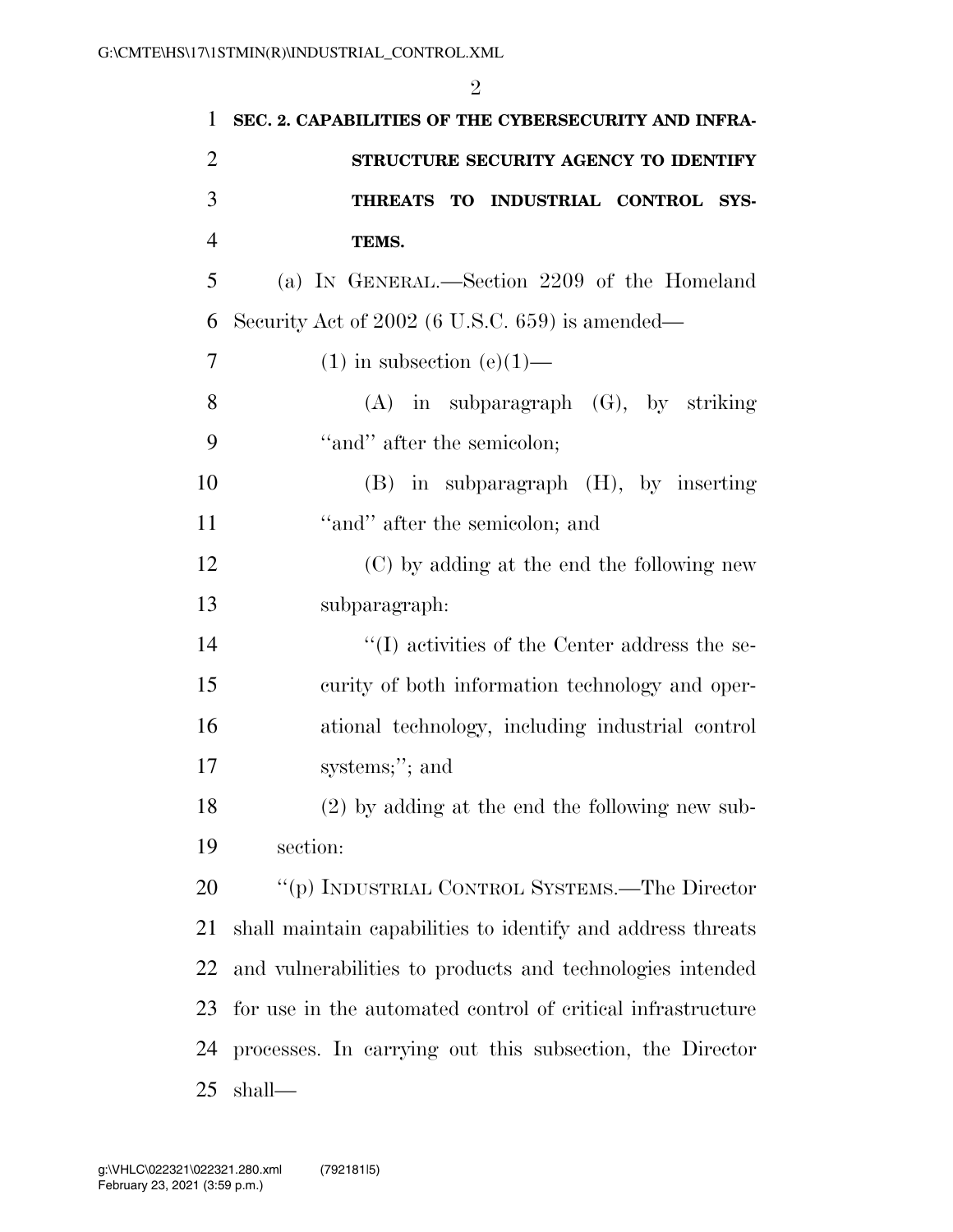**SEC. 2. CAPABILITIES OF THE CYBERSECURITY AND INFRASTRUCTURE SECURITY AGENCY TO IDENTIFY THREATS TO INDUSTRIAL CONTROL SYSTEMS.**

(a) IN GENERAL.—Section 2209 of the Homeland Security Act of 2002 (6 U.S.C. 659) is amended—

(1) in subsection (e)(1)—

(A) in subparagraph (G), by striking "and" after the semicolon;

(B) in subparagraph (H), by inserting "and" after the semicolon; and

(C) by adding at the end the following new subparagraph:

"(I) activities of the Center address the security of both information technology and operational technology, including industrial control systems;"; and

(2) by adding at the end the following new subsection:

"(p) INDUSTRIAL CONTROL SYSTEMS.—The Director shall maintain capabilities to identify and address threats and vulnerabilities to products and technologies intended for use in the automated control of critical infrastructure processes. In carrying out this subsection, the Director shall—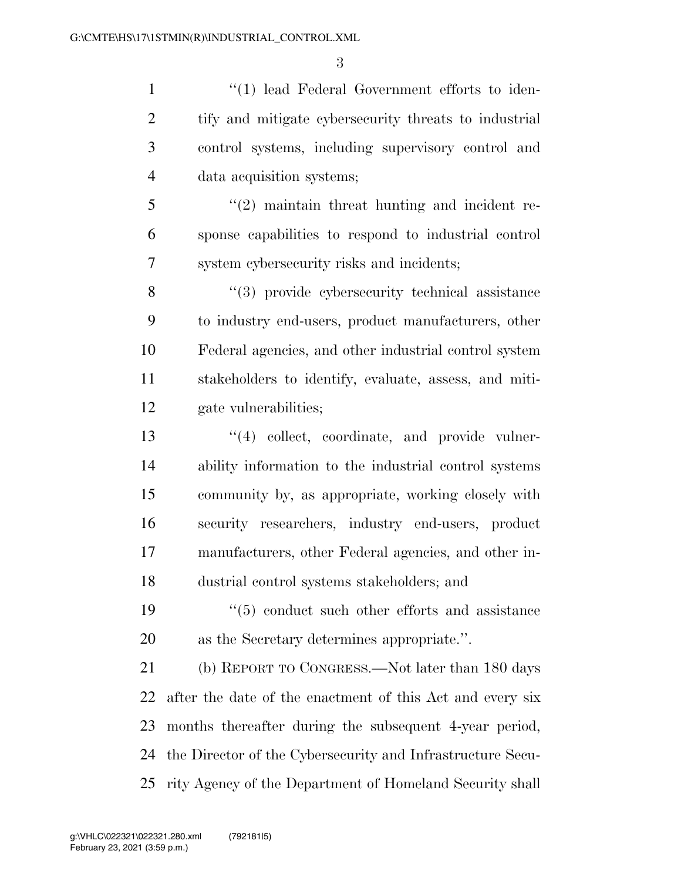''(1) lead Federal Government efforts to identify and mitigate cybersecurity threats to industrial control systems, including supervisory control and data acquisition systems;

''(2) maintain threat hunting and incident response capabilities to respond to industrial control system cybersecurity risks and incidents;

''(3) provide cybersecurity technical assistance to industry end-users, product manufacturers, other Federal agencies, and other industrial control system stakeholders to identify, evaluate, assess, and mitigate vulnerabilities;

''(4) collect, coordinate, and provide vulnerability information to the industrial control systems community by, as appropriate, working closely with security researchers, industry end-users, product manufacturers, other Federal agencies, and other industrial control systems stakeholders; and

''(5) conduct such other efforts and assistance as the Secretary determines appropriate.''.

(b) REPORT TO CONGRESS.—Not later than 180 days after the date of the enactment of this Act and every six months thereafter during the subsequent 4-year period, the Director of the Cybersecurity and Infrastructure Security Agency of the Department of Homeland Security shall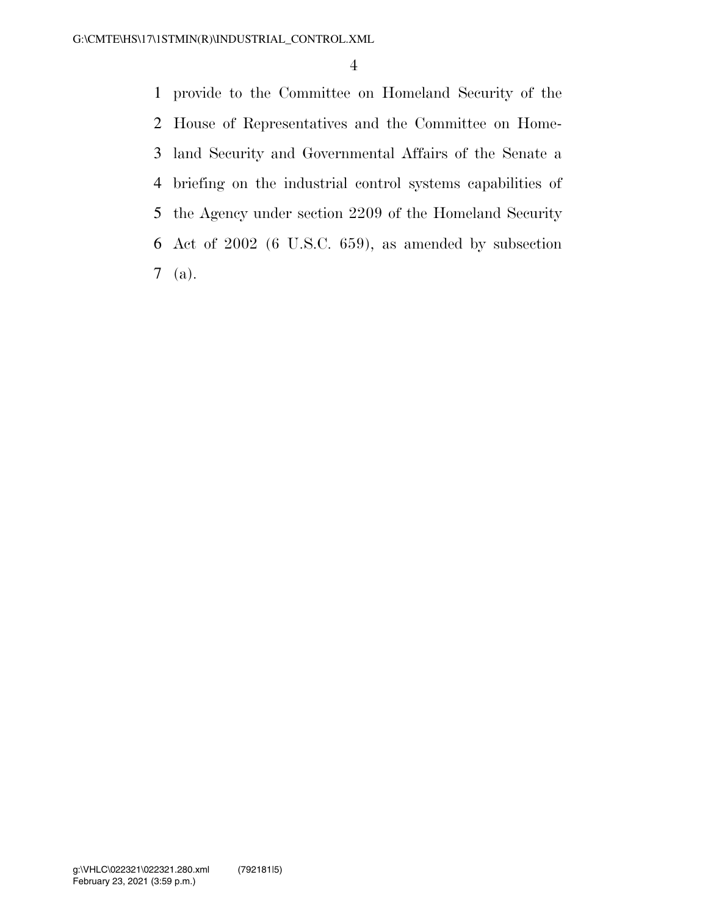provide to the Committee on Homeland Security of the House of Representatives and the Committee on Homeland Security and Governmental Affairs of the Senate a briefing on the industrial control systems capabilities of the Agency under section 2209 of the Homeland Security Act of 2002 (6 U.S.C. 659), as amended by subsection (a).